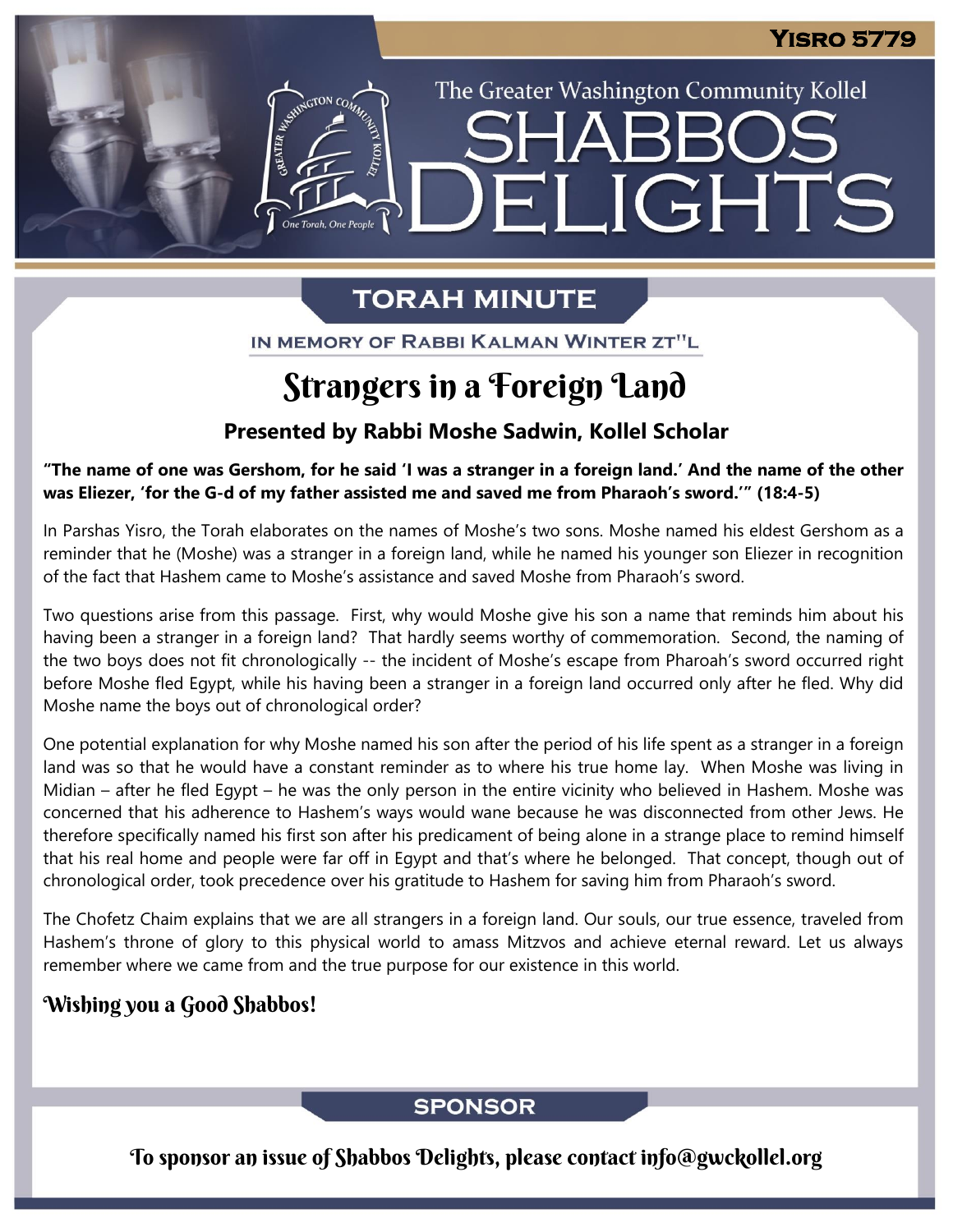Yisro 5779

The Greater Washington Community Kollel

# Shabbos Delights

## Torah Minute

In Memory of Rabbi Kalman Winter zt"l

# Strangers in a Foreign Land

### Presented by Rabbi Moshe Sadwin, Kollel Scholar

**"The name of one was Gershom, for he said 'I was a stranger in a foreign land.' And the name of the other was Eliezer, 'for the G-d of my father assisted me and saved me from Pharaoh's sword.'" (18:4-5)**

In Parshas Yisro, the Torah elaborates on the names of Moshe's two sons. Moshe named his eldest Gershom as a reminder that he (Moshe) was a stranger in a foreign land, while he named his younger son Eliezer in recognition of the fact that Hashem came to Moshe's assistance and saved Moshe from Pharaoh's sword.

Two questions arise from this passage. First, why would Moshe give his son a name that reminds him about his having been a stranger in a foreign land? That hardly seems worthy of commemoration. Second, the naming of the two boys does not fit chronologically -- the incident of Moshe's escape from Pharoah's sword occurred right before Moshe fled Egypt, while his having been a stranger in a foreign land occurred only after he fled. Why did Moshe name the boys out of chronological order?

One potential explanation for why Moshe named his son after the period of his life spent as a stranger in a foreign land was so that he would have a constant reminder as to where his true home lay. When Moshe was living in Midian – after he fled Egypt – he was the only person in the entire vicinity who believed in Hashem. Moshe was concerned that his adherence to Hashem's ways would wane because he was disconnected from other Jews. He therefore specifically named his first son after his predicament of being alone in a strange place to remind himself that his real home and people were far off in Egypt and that's where he belonged. That concept, though out of chronological order, took precedence over his gratitude to Hashem for saving him from Pharaoh's sword.

The Chofetz Chaim explains that we are all strangers in a foreign land. Our souls, our true essence, traveled from Hashem's throne of glory to this physical world to amass Mitzvos and achieve eternal reward. Let us always remember where we came from and the true purpose for our existence in this world.

### Wishing you a Good Shabbos!

## Sponsor

To sponsor an issue of Shabbos Delights, please contact info@gwckollel.org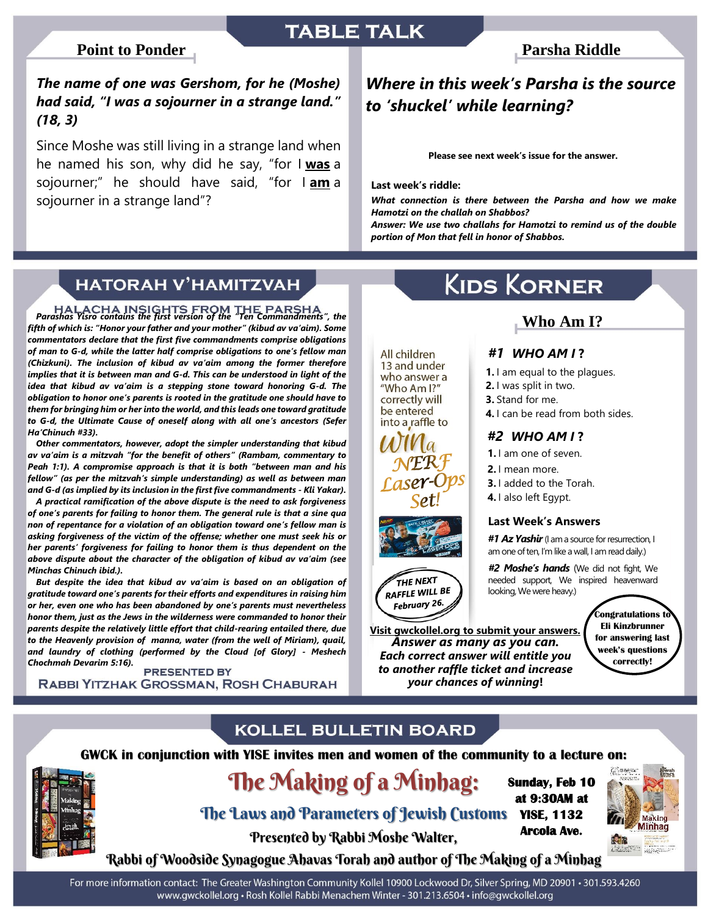# TABLE TALK

## Point to Ponder

***The name of one was Gershom, for he (Moshe) had said, "I was a sojourner in a strange land." (18, 3)***

Since Moshe was still living in a strange land when he named his son, why did he say, "for I **was** a sojourner;" he should have said, "for I **am** a sojourner in a strange land"?

## Parsha Riddle

***Where in this week's Parsha is the source to 'shuckel' while learning?***

**Please see next week's issue for the answer.**

**Last week's riddle:**

***What connection is there between the Parsha and how we make Hamotzi on the challah on Shabbos?***

***Answer: We use two challahs for Hamotzi to remind us of the double portion of Mon that fell in honor of Shabbos.***

# HATORAH V'HAMITZVAH

## HALACHA INSIGHTS FROM THE PARSHA

***Parashas Yisro contains the first version of the "Ten Commandments", the fifth of which is: "Honor your father and your mother" (kibud av va'aim). Some commentators declare that the first five commandments comprise obligations of man to G-d, while the latter half comprise obligations to one's fellow man (Chizkuni). The inclusion of kibud av va'aim among the former therefore implies that it is between man and G-d. This can be understood in light of the idea that kibud av va'aim is a stepping stone toward honoring G-d. The obligation to honor one's parents is rooted in the gratitude one should have to them for bringing him or her into the world, and this leads one toward gratitude to G-d, the Ultimate Cause of oneself along with all one's ancestors (Sefer Ha'Chinuch #33).***

***Other commentators, however, adopt the simpler understanding that kibud av va'aim is a mitzvah "for the benefit of others" (Rambam, commentary to Peah 1:1). A compromise approach is that it is both "between man and his fellow" (as per the mitzvah's simple understanding) as well as between man and G-d (as implied by its inclusion in the first five commandments - Kli Yakar).***

***A practical ramification of the above dispute is the need to ask forgiveness of one's parents for failing to honor them. The general rule is that a sine qua non of repentance for a violation of an obligation toward one's fellow man is asking forgiveness of the victim of the offense; whether one must seek his or her parents' forgiveness for failing to honor them is thus dependent on the above dispute about the character of the obligation of kibud av va'aim (see Minchas Chinuch ibid.).***

***But despite the idea that kibud av va'aim is based on an obligation of gratitude toward one's parents for their efforts and expenditures in raising him or her, even one who has been abandoned by one's parents must nevertheless honor them, just as the Jews in the wilderness were commanded to honor their parents despite the relatively little effort that child-rearing entailed there, due to the Heavenly provision of manna, water (from the well of Miriam), quail, and laundry of clothing (performed by the Cloud [of Glory] - Meshech Chochmah Devarim 5:16).***

PRESENTED BY
RABBI YITZHAK GROSSMAN, ROSH CHABURAH

# KIDS KORNER

## Who Am I?

All children 13 and under who answer a "Who Am I?" correctly will be entered into a raffle to

*Win a NERF Laser-Ops Set!*

*THE NEXT RAFFLE WILL BE February 26.*

### #1 WHO AM I?

1. I am equal to the plagues.
2. I was split in two.
3. Stand for me.
4. I can be read from both sides.

### #2 WHO AM I?

1. I am one of seven.
2. I mean more.
3. I added to the Torah.
4. I also left Egypt.

### Last Week's Answers

***#1 Az Yashir*** (I am a source for resurrection, I am one of ten, I'm like a wall, I am read daily.)

***#2 Moshe's hands*** (We did not fight, We needed support, We inspired heavenward looking, We were heavy.)

**Congratulations to Eli Kinzbrunner for answering last week's questions correctly!**

Visit gwckollel.org to submit your answers.

***Answer as many as you can. Each correct answer will entitle you to another raffle ticket and increase your chances of winning!***

# KOLLEL BULLETIN BOARD

**GWCK in conjunction with YISE invites men and women of the community to a lecture on:**

## The Making of a Minhag:

### The Laws and Parameters of Jewish Customs

Presented by Rabbi Moshe Walter,

Rabbi of Woodside Synagogue Ahavas Torah and author of The Making of a Minhag

**Sunday, Feb 10 at 9:30AM at YISE, 1132 Arcola Ave.**

For more information contact: The Greater Washington Community Kollel 10900 Lockwood Dr, Silver Spring, MD 20901 • 301.593.4260
www.gwckollel.org • Rosh Kollel Rabbi Menachem Winter - 301.213.6504 • info@gwckollel.org